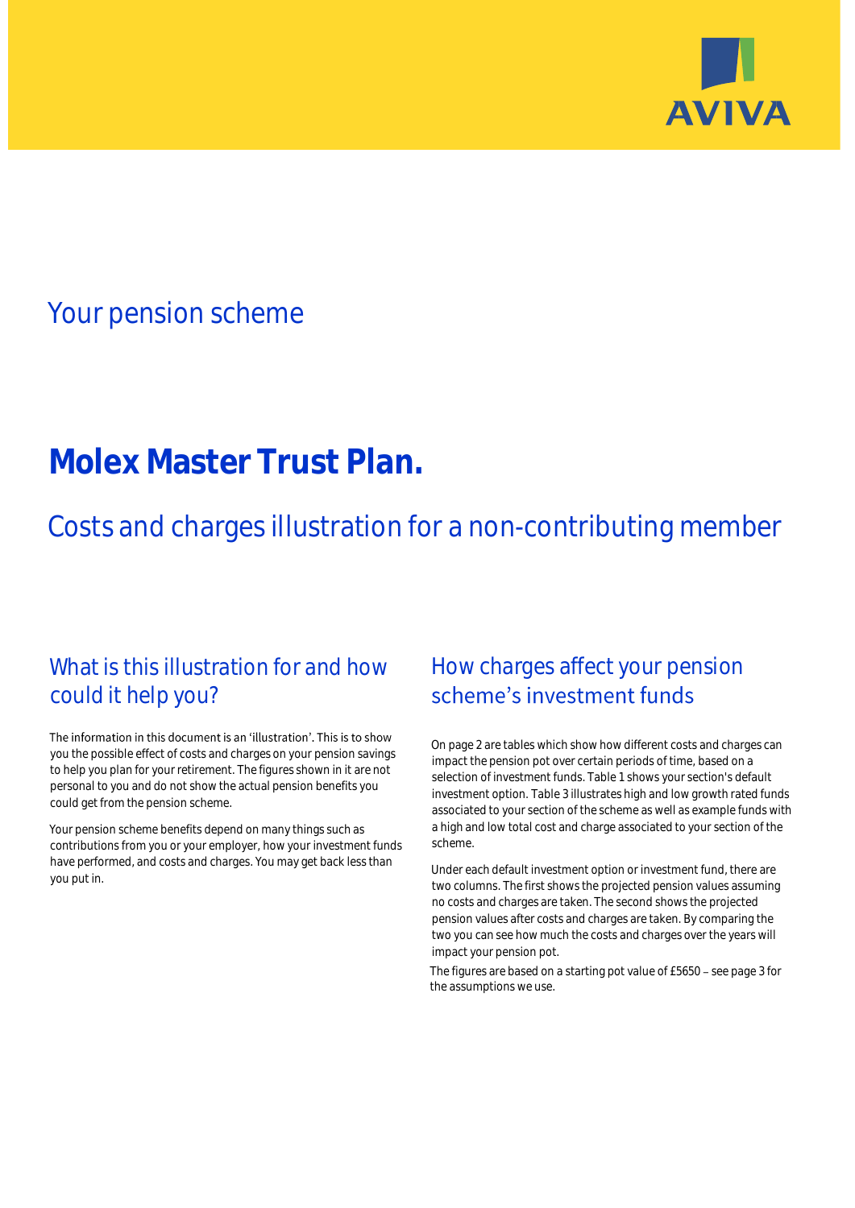AVIVA

## Your pension scheme

# Molex Master Trust Plan.

## Costs and charges illustration for a non-contributing member

### What is this illustration for and how could it help you?

The information in this document is an 'illustration'. This is to show you the possible effect of costs and charges on your pension savings to help you plan for your retirement. The figures shown in it are not personal to you and do not show the actual pension benefits you could get from the pension scheme.

Your pension scheme benefits depend on many things such as contributions from you or your employer, how your investment funds have performed, and costs and charges. You may get back less than you put in.

### How charges affect your pension scheme's investment funds

On page 2 are tables which show how different costs and charges can impact the pension pot over certain periods of time, based on a selection of investment funds. Table 1 shows your section's default investment option. Table 3 illustrates high and low growth rated funds associated to your section of the scheme as well as example funds with a high and low total cost and charge associated to your section of the scheme.

Under each default investment option or investment fund, there are two columns. The first shows the projected pension values assuming no costs and charges are taken. The second shows the projected pension values after costs and charges are taken. By comparing the two you can see how much the costs and charges over the years will impact your pension pot.

The figures are based on a starting pot value of £5650 – see page 3 for the assumptions we use.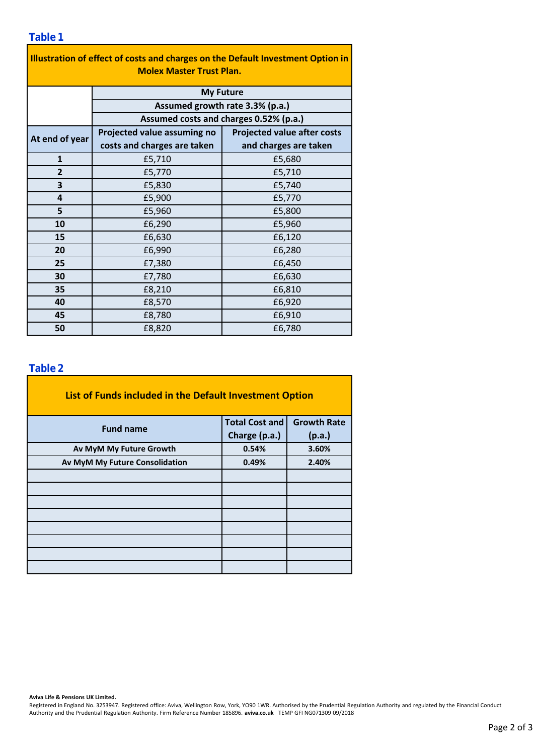## Table 1

| Illustration of effect of costs and charges on the Default Investment Option in Molex Master Trust Plan. | | |
|---|---|---|
| | My Future | |
| | Assumed growth rate 3.3% (p.a.) | |
| | Assumed costs and charges 0.52% (p.a.) | |
| At end of year | Projected value assuming no costs and charges are taken | Projected value after costs and charges are taken |
| 1 | £5,710 | £5,680 |
| 2 | £5,770 | £5,710 |
| 3 | £5,830 | £5,740 |
| 4 | £5,900 | £5,770 |
| 5 | £5,960 | £5,800 |
| 10 | £6,290 | £5,960 |
| 15 | £6,630 | £6,120 |
| 20 | £6,990 | £6,280 |
| 25 | £7,380 | £6,450 |
| 30 | £7,780 | £6,630 |
| 35 | £8,210 | £6,810 |
| 40 | £8,570 | £6,920 |
| 45 | £8,780 | £6,910 |
| 50 | £8,820 | £6,780 |

## Table 2

| List of Funds included in the Default Investment Option | | |
|---|---|---|
| Fund name | Total Cost and Charge (p.a.) | Growth Rate (p.a.) |
| Av MyM My Future Growth | 0.54% | 3.60% |
| Av MyM My Future Consolidation | 0.49% | 2.40% |
| | | |
| | | |
| | | |
| | | |
| | | |
| | | |
| | | |
| | | |

**Aviva Life & Pensions UK Limited.**

Registered in England No. 3253947. Registered office: Aviva, Wellington Row, York, YO90 1WR. Authorised by the Prudential Regulation Authority and regulated by the Financial Conduct Authority and the Prudential Regulation Authority. Firm Reference Number 185896. **aviva.co.uk** TEMP GFI NG071309 09/2018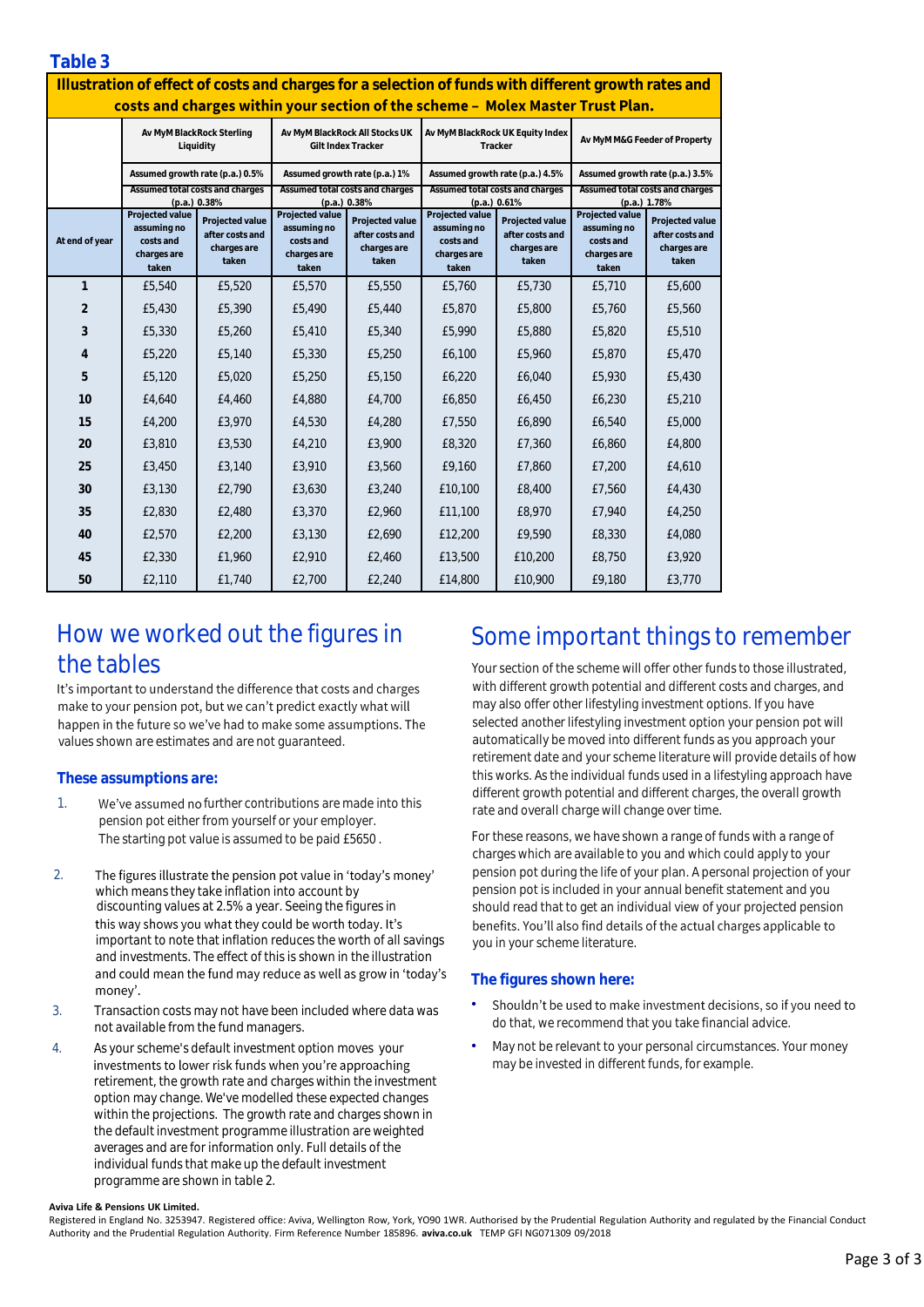## Table 3

| Illustration of effect of costs and charges for a selection of funds with different growth rates and costs and charges within your section of the scheme – Molex Master Trust Plan. | | | | | | | | |
|---|---|---|---|---|---|---|---|---|
| | Av MyM BlackRock Sterling Liquidity | | Av MyM BlackRock All Stocks UK Gilt Index Tracker | | Av MyM BlackRock UK Equity Index Tracker | | Av MyM M&G Feeder of Property | |
| | Assumed growth rate (p.a.) 0.5% | | Assumed growth rate (p.a.) 1% | | Assumed growth rate (p.a.) 4.5% | | Assumed growth rate (p.a.) 3.5% | |
| | Assumed total costs and charges (p.a.) 0.38% | | Assumed total costs and charges (p.a.) 0.38% | | Assumed total costs and charges (p.a.) 0.61% | | Assumed total costs and charges (p.a.) 1.78% | |
| At end of year | Projected value assuming no costs and charges are taken | Projected value after costs and charges are taken | Projected value assuming no costs and charges are taken | Projected value after costs and charges are taken | Projected value assuming no costs and charges are taken | Projected value after costs and charges are taken | Projected value assuming no costs and charges are taken | Projected value after costs and charges are taken |
| 1 | £5,540 | £5,520 | £5,570 | £5,550 | £5,760 | £5,730 | £5,710 | £5,600 |
| 2 | £5,430 | £5,390 | £5,490 | £5,440 | £5,870 | £5,800 | £5,760 | £5,560 |
| 3 | £5,330 | £5,260 | £5,410 | £5,340 | £5,990 | £5,880 | £5,820 | £5,510 |
| 4 | £5,220 | £5,140 | £5,330 | £5,250 | £6,100 | £5,960 | £5,870 | £5,470 |
| 5 | £5,120 | £5,020 | £5,250 | £5,150 | £6,220 | £6,040 | £5,930 | £5,430 |
| 10 | £4,640 | £4,460 | £4,880 | £4,700 | £6,850 | £6,450 | £6,230 | £5,210 |
| 15 | £4,200 | £3,970 | £4,530 | £4,280 | £7,550 | £6,890 | £6,540 | £5,000 |
| 20 | £3,810 | £3,530 | £4,210 | £3,900 | £8,320 | £7,360 | £6,860 | £4,800 |
| 25 | £3,450 | £3,140 | £3,910 | £3,560 | £9,160 | £7,860 | £7,200 | £4,610 |
| 30 | £3,130 | £2,790 | £3,630 | £3,240 | £10,100 | £8,400 | £7,560 | £4,430 |
| 35 | £2,830 | £2,480 | £3,370 | £2,960 | £11,100 | £8,970 | £7,940 | £4,250 |
| 40 | £2,570 | £2,200 | £3,130 | £2,690 | £12,200 | £9,590 | £8,330 | £4,080 |
| 45 | £2,330 | £1,960 | £2,910 | £2,460 | £13,500 | £10,200 | £8,750 | £3,920 |
| 50 | £2,110 | £1,740 | £2,700 | £2,240 | £14,800 | £10,900 | £9,180 | £3,770 |

# How we worked out the figures in the tables

It's important to understand the difference that costs and charges make to your pension pot, but we can't predict exactly what will happen in the future so we've had to make some assumptions. The values shown are estimates and are not guaranteed.

### These assumptions are:

1. We've assumed no further contributions are made into this pension pot either from yourself or your employer. The starting pot value is assumed to be paid £5650 .
2. The figures illustrate the pension pot value in 'today's money' which means they take inflation into account by discounting values at 2.5% a year. Seeing the figures in this way shows you what they could be worth today. It's important to note that inflation reduces the worth of all savings and investments. The effect of this is shown in the illustration and could mean the fund may reduce as well as grow in 'today's money'.
3. Transaction costs may not have been included where data was not available from the fund managers.
4. As your scheme's default investment option moves your investments to lower risk funds when you're approaching retirement, the growth rate and charges within the investment option may change. We've modelled these expected changes within the projections. The growth rate and charges shown in the default investment programme illustration are weighted averages and are for information only. Full details of the individual funds that make up the default investment programme are shown in table 2.

# Some important things to remember

Your section of the scheme will offer other funds to those illustrated, with different growth potential and different costs and charges, and may also offer other lifestyling investment options. If you have selected another lifestyling investment option your pension pot will automatically be moved into different funds as you approach your retirement date and your scheme literature will provide details of how this works. As the individual funds used in a lifestyling approach have different growth potential and different charges, the overall growth rate and overall charge will change over time.

For these reasons, we have shown a range of funds with a range of charges which are available to you and which could apply to your pension pot during the life of your plan. A personal projection of your pension pot is included in your annual benefit statement and you should read that to get an individual view of your projected pension benefits. You'll also find details of the actual charges applicable to you in your scheme literature.

### The figures shown here:

- Shouldn't be used to make investment decisions, so if you need to do that, we recommend that you take financial advice.
- May not be relevant to your personal circumstances. Your money may be invested in different funds, for example.

**Aviva Life & Pensions UK Limited.**
Registered in England No. 3253947. Registered office: Aviva, Wellington Row, York, YO90 1WR. Authorised by the Prudential Regulation Authority and regulated by the Financial Conduct Authority and the Prudential Regulation Authority. Firm Reference Number 185896. **aviva.co.uk** TEMP GFI NG071309 09/2018